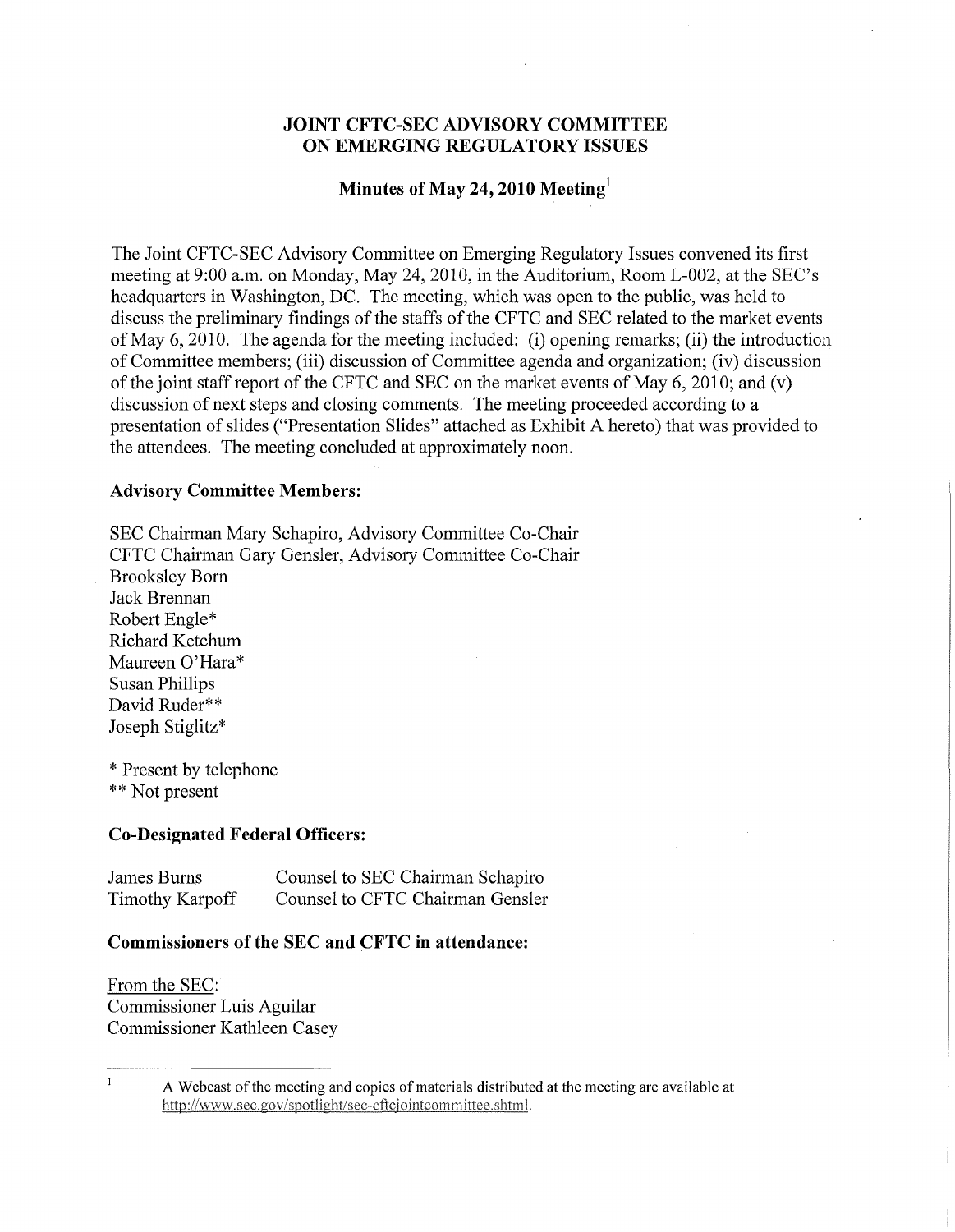# JOINT CFTC-SEC ADVISORY COMMITTEE ON EMERGING REGULATORY ISSUES

## Minutes of May 24, 2010 Meeting[1]

The Joint CFTC-SEC Advisory Committee on Emerging Regulatory Issues convened its first meeting at 9:00 a.m. on Monday, May 24, 2010, in the Auditorium, Room L-002, at the SEC's headquarters in Washington, DC. The meeting, which was open to the public, was held to discuss the preliminary findings of the staffs of the CFTC and SEC related to the market events of May 6, 2010. The agenda for the meeting included: (i) opening remarks; (ii) the introduction of Committee members; (iii) discussion of Committee agenda and organization; (iv) discussion of the joint staff report of the CFTC and SEC on the market events of May 6, 2010; and (v) discussion of next steps and closing comments. The meeting proceeded according to a presentation of slides ("Presentation Slides" attached as Exhibit A hereto) that was provided to the attendees. The meeting concluded at approximately noon.

**Advisory Committee Members:**

SEC Chairman Mary Schapiro, Advisory Committee Co-Chair
CFTC Chairman Gary Gensler, Advisory Committee Co-Chair
Brooksley Born
Jack Brennan
Robert Engle*
Richard Ketchum
Maureen O'Hara*
Susan Phillips
David Ruder**
Joseph Stiglitz*

\* Present by telephone
\** Not present

**Co-Designated Federal Officers:**

| | |
|---|---|
| James Burns | Counsel to SEC Chairman Schapiro |
| Timothy Karpoff | Counsel to CFTC Chairman Gensler |

**Commissioners of the SEC and CFTC in attendance:**

From the SEC:
Commissioner Luis Aguilar
Commissioner Kathleen Casey

---

[1] A Webcast of the meeting and copies of materials distributed at the meeting are available at http://www.sec.gov/spotlight/sec-cftcjointcommittee.shtml.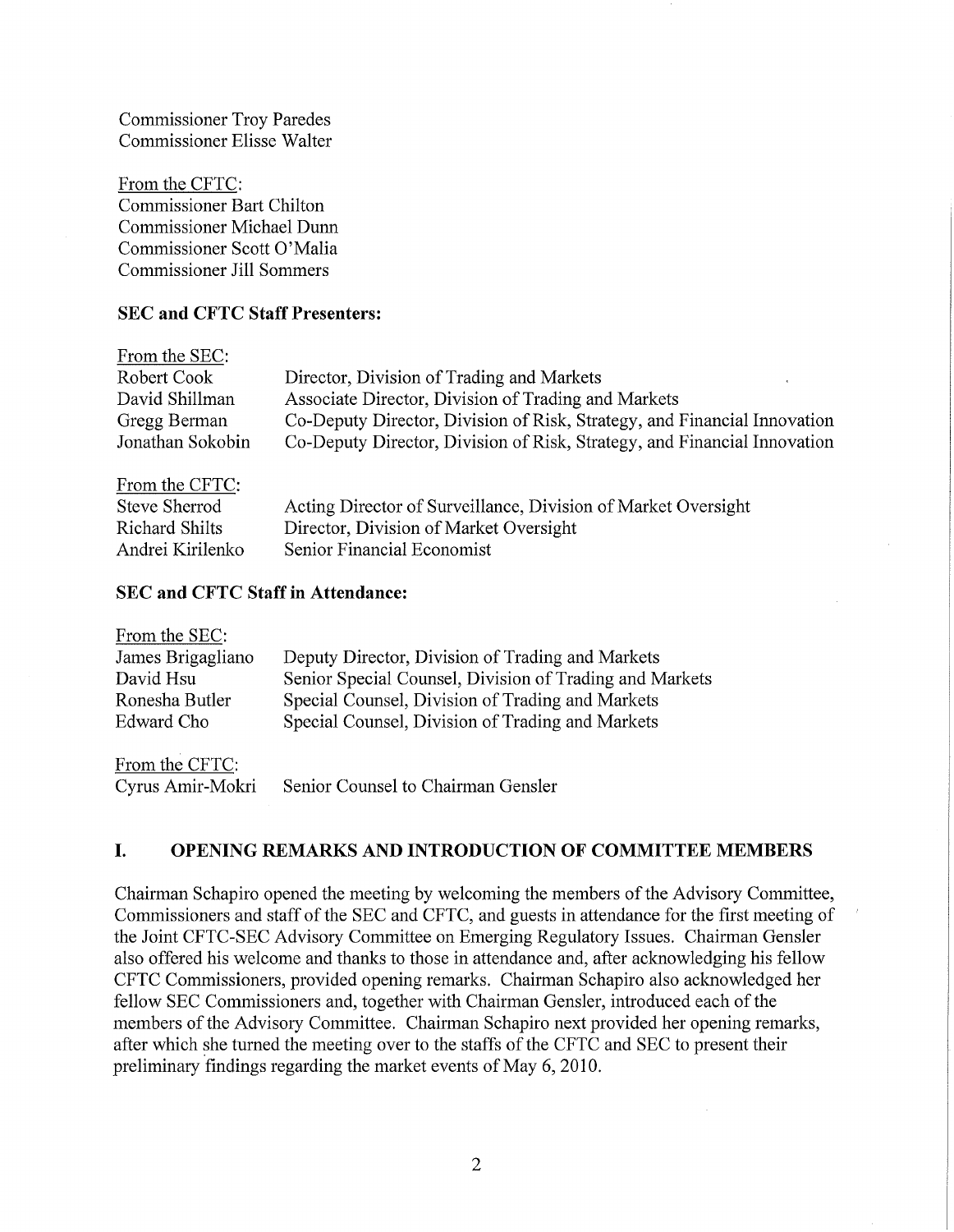Commissioner Troy Paredes
Commissioner Elisse Walter

From the CFTC:
Commissioner Bart Chilton
Commissioner Michael Dunn
Commissioner Scott O'Malia
Commissioner Jill Sommers

**SEC and CFTC Staff Presenters:**

From the SEC:

| | |
|---|---|
| Robert Cook | Director, Division of Trading and Markets |
| David Shillman | Associate Director, Division of Trading and Markets |
| Gregg Berman | Co-Deputy Director, Division of Risk, Strategy, and Financial Innovation |
| Jonathan Sokobin | Co-Deputy Director, Division of Risk, Strategy, and Financial Innovation |

From the CFTC:

| | |
|---|---|
| Steve Sherrod | Acting Director of Surveillance, Division of Market Oversight |
| Richard Shilts | Director, Division of Market Oversight |
| Andrei Kirilenko | Senior Financial Economist |

**SEC and CFTC Staff in Attendance:**

From the SEC:

| | |
|---|---|
| James Brigagliano | Deputy Director, Division of Trading and Markets |
| David Hsu | Senior Special Counsel, Division of Trading and Markets |
| Ronesha Butler | Special Counsel, Division of Trading and Markets |
| Edward Cho | Special Counsel, Division of Trading and Markets |

From the CFTC:

| | |
|---|---|
| Cyrus Amir-Mokri | Senior Counsel to Chairman Gensler |

## I. OPENING REMARKS AND INTRODUCTION OF COMMITTEE MEMBERS

Chairman Schapiro opened the meeting by welcoming the members of the Advisory Committee, Commissioners and staff of the SEC and CFTC, and guests in attendance for the first meeting of the Joint CFTC-SEC Advisory Committee on Emerging Regulatory Issues. Chairman Gensler also offered his welcome and thanks to those in attendance and, after acknowledging his fellow CFTC Commissioners, provided opening remarks. Chairman Schapiro also acknowledged her fellow SEC Commissioners and, together with Chairman Gensler, introduced each of the members of the Advisory Committee. Chairman Schapiro next provided her opening remarks, after which she turned the meeting over to the staffs of the CFTC and SEC to present their preliminary findings regarding the market events of May 6, 2010.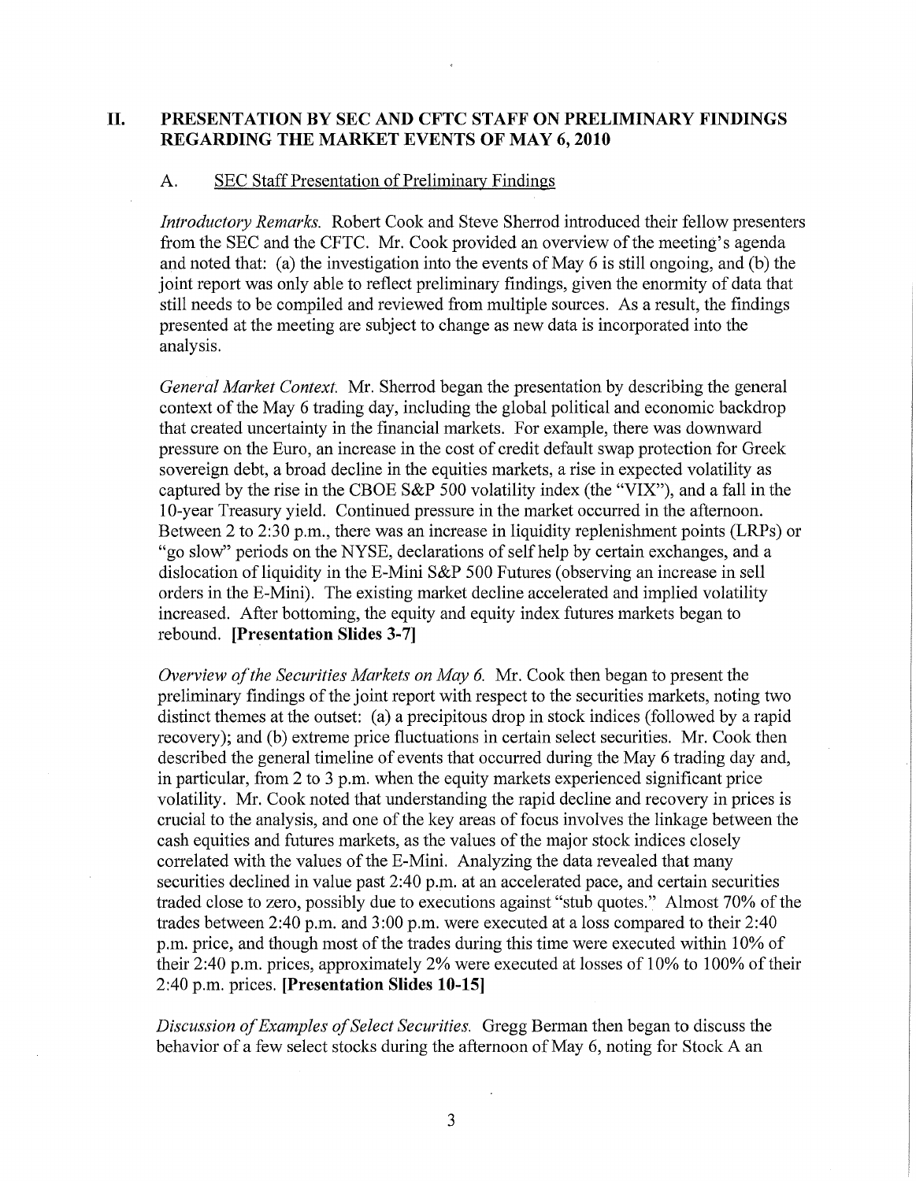## II. PRESENTATION BY SEC AND CFTC STAFF ON PRELIMINARY FINDINGS REGARDING THE MARKET EVENTS OF MAY 6, 2010

### A. SEC Staff Presentation of Preliminary Findings

*Introductory Remarks.* Robert Cook and Steve Sherrod introduced their fellow presenters from the SEC and the CFTC. Mr. Cook provided an overview of the meeting's agenda and noted that: (a) the investigation into the events of May 6 is still ongoing, and (b) the joint report was only able to reflect preliminary findings, given the enormity of data that still needs to be compiled and reviewed from multiple sources. As a result, the findings presented at the meeting are subject to change as new data is incorporated into the analysis.

*General Market Context.* Mr. Sherrod began the presentation by describing the general context of the May 6 trading day, including the global political and economic backdrop that created uncertainty in the financial markets. For example, there was downward pressure on the Euro, an increase in the cost of credit default swap protection for Greek sovereign debt, a broad decline in the equities markets, a rise in expected volatility as captured by the rise in the CBOE S&P 500 volatility index (the "VIX"), and a fall in the 10-year Treasury yield. Continued pressure in the market occurred in the afternoon. Between 2 to 2:30 p.m., there was an increase in liquidity replenishment points (LRPs) or "go slow" periods on the NYSE, declarations of self help by certain exchanges, and a dislocation of liquidity in the E-Mini S&P 500 Futures (observing an increase in sell orders in the E-Mini). The existing market decline accelerated and implied volatility increased. After bottoming, the equity and equity index futures markets began to rebound. **[Presentation Slides 3-7]**

*Overview of the Securities Markets on May 6.* Mr. Cook then began to present the preliminary findings of the joint report with respect to the securities markets, noting two distinct themes at the outset: (a) a precipitous drop in stock indices (followed by a rapid recovery); and (b) extreme price fluctuations in certain select securities. Mr. Cook then described the general timeline of events that occurred during the May 6 trading day and, in particular, from 2 to 3 p.m. when the equity markets experienced significant price volatility. Mr. Cook noted that understanding the rapid decline and recovery in prices is crucial to the analysis, and one of the key areas of focus involves the linkage between the cash equities and futures markets, as the values of the major stock indices closely correlated with the values of the E-Mini. Analyzing the data revealed that many securities declined in value past 2:40 p.m. at an accelerated pace, and certain securities traded close to zero, possibly due to executions against "stub quotes." Almost 70% of the trades between 2:40 p.m. and 3:00 p.m. were executed at a loss compared to their 2:40 p.m. price, and though most of the trades during this time were executed within 10% of their 2:40 p.m. prices, approximately 2% were executed at losses of 10% to 100% of their 2:40 p.m. prices. **[Presentation Slides 10-15]**

*Discussion of Examples of Select Securities.* Gregg Berman then began to discuss the behavior of a few select stocks during the afternoon of May 6, noting for Stock A an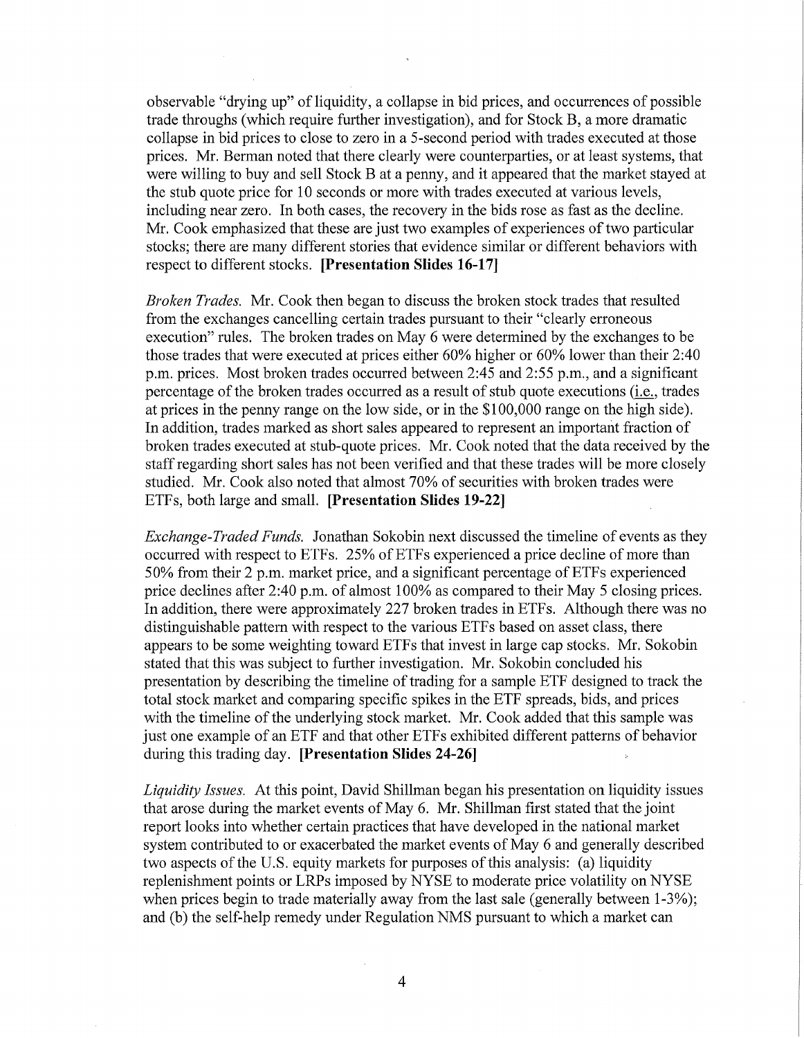observable "drying up" of liquidity, a collapse in bid prices, and occurrences of possible trade throughs (which require further investigation), and for Stock B, a more dramatic collapse in bid prices to close to zero in a 5-second period with trades executed at those prices. Mr. Berman noted that there clearly were counterparties, or at least systems, that were willing to buy and sell Stock B at a penny, and it appeared that the market stayed at the stub quote price for 10 seconds or more with trades executed at various levels, including near zero. In both cases, the recovery in the bids rose as fast as the decline. Mr. Cook emphasized that these are just two examples of experiences of two particular stocks; there are many different stories that evidence similar or different behaviors with respect to different stocks. **[Presentation Slides 16-17]**

*Broken Trades.* Mr. Cook then began to discuss the broken stock trades that resulted from the exchanges cancelling certain trades pursuant to their "clearly erroneous execution" rules. The broken trades on May 6 were determined by the exchanges to be those trades that were executed at prices either 60% higher or 60% lower than their 2:40 p.m. prices. Most broken trades occurred between 2:45 and 2:55 p.m., and a significant percentage of the broken trades occurred as a result of stub quote executions (i.e., trades at prices in the penny range on the low side, or in the $100,000 range on the high side). In addition, trades marked as short sales appeared to represent an important fraction of broken trades executed at stub-quote prices. Mr. Cook noted that the data received by the staff regarding short sales has not been verified and that these trades will be more closely studied. Mr. Cook also noted that almost 70% of securities with broken trades were ETFs, both large and small. **[Presentation Slides 19-22]**

*Exchange-Traded Funds.* Jonathan Sokobin next discussed the timeline of events as they occurred with respect to ETFs. 25% of ETFs experienced a price decline of more than 50% from their 2 p.m. market price, and a significant percentage of ETFs experienced price declines after 2:40 p.m. of almost 100% as compared to their May 5 closing prices. In addition, there were approximately 227 broken trades in ETFs. Although there was no distinguishable pattern with respect to the various ETFs based on asset class, there appears to be some weighting toward ETFs that invest in large cap stocks. Mr. Sokobin stated that this was subject to further investigation. Mr. Sokobin concluded his presentation by describing the timeline of trading for a sample ETF designed to track the total stock market and comparing specific spikes in the ETF spreads, bids, and prices with the timeline of the underlying stock market. Mr. Cook added that this sample was just one example of an ETF and that other ETFs exhibited different patterns of behavior during this trading day. **[Presentation Slides 24-26]**

*Liquidity Issues.* At this point, David Shillman began his presentation on liquidity issues that arose during the market events of May 6. Mr. Shillman first stated that the joint report looks into whether certain practices that have developed in the national market system contributed to or exacerbated the market events of May 6 and generally described two aspects of the U.S. equity markets for purposes of this analysis: (a) liquidity replenishment points or LRPs imposed by NYSE to moderate price volatility on NYSE when prices begin to trade materially away from the last sale (generally between 1-3%); and (b) the self-help remedy under Regulation NMS pursuant to which a market can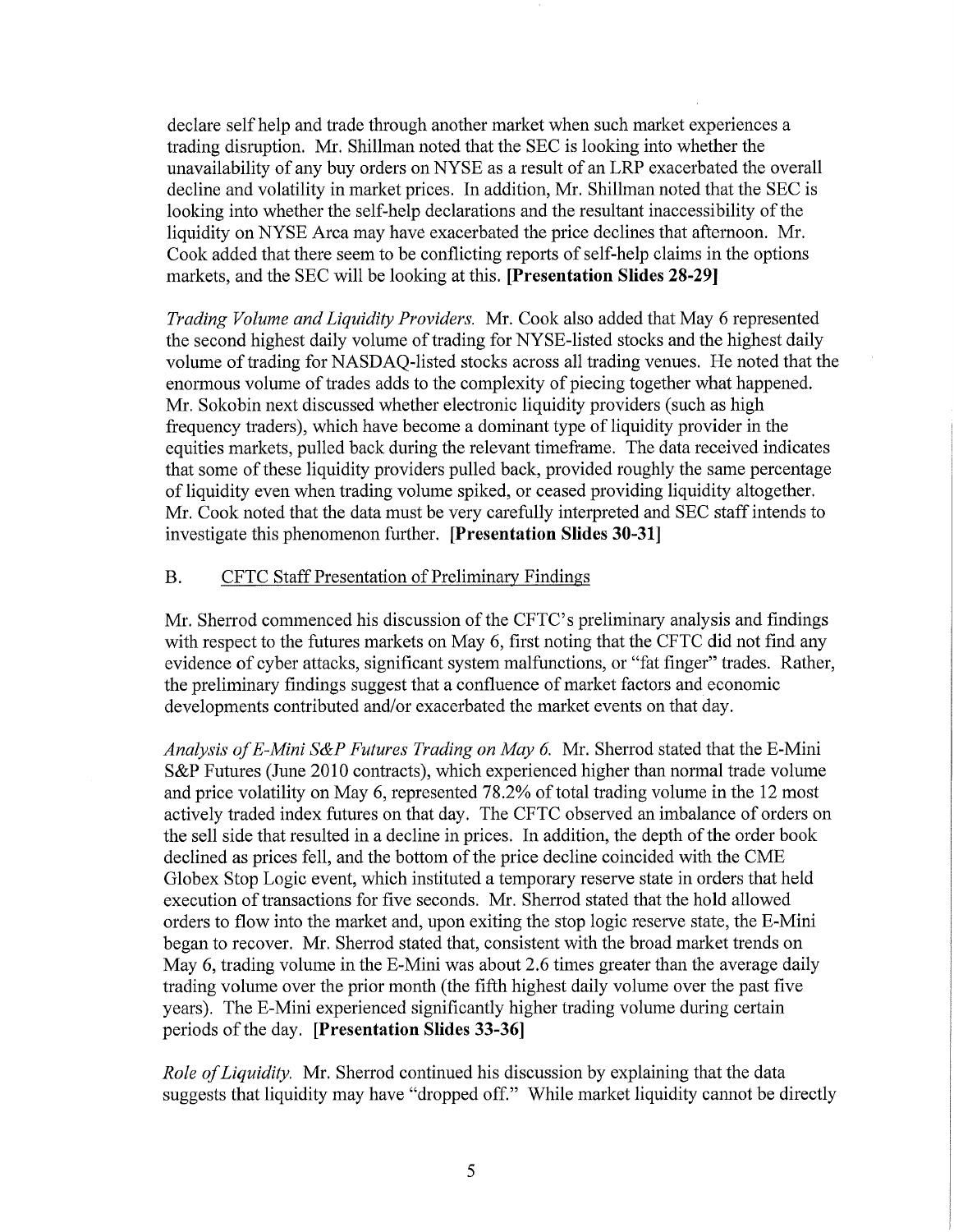declare self help and trade through another market when such market experiences a trading disruption. Mr. Shillman noted that the SEC is looking into whether the unavailability of any buy orders on NYSE as a result of an LRP exacerbated the overall decline and volatility in market prices. In addition, Mr. Shillman noted that the SEC is looking into whether the self-help declarations and the resultant inaccessibility of the liquidity on NYSE Arca may have exacerbated the price declines that afternoon. Mr. Cook added that there seem to be conflicting reports of self-help claims in the options markets, and the SEC will be looking at this. **[Presentation Slides 28-29]**

*Trading Volume and Liquidity Providers.* Mr. Cook also added that May 6 represented the second highest daily volume of trading for NYSE-listed stocks and the highest daily volume of trading for NASDAQ-listed stocks across all trading venues. He noted that the enormous volume of trades adds to the complexity of piecing together what happened. Mr. Sokobin next discussed whether electronic liquidity providers (such as high frequency traders), which have become a dominant type of liquidity provider in the equities markets, pulled back during the relevant timeframe. The data received indicates that some of these liquidity providers pulled back, provided roughly the same percentage of liquidity even when trading volume spiked, or ceased providing liquidity altogether. Mr. Cook noted that the data must be very carefully interpreted and SEC staff intends to investigate this phenomenon further. **[Presentation Slides 30-31]**

### B. <u>CFTC Staff Presentation of Preliminary Findings</u>

Mr. Sherrod commenced his discussion of the CFTC's preliminary analysis and findings with respect to the futures markets on May 6, first noting that the CFTC did not find any evidence of cyber attacks, significant system malfunctions, or "fat finger" trades. Rather, the preliminary findings suggest that a confluence of market factors and economic developments contributed and/or exacerbated the market events on that day.

*Analysis of E-Mini S&P Futures Trading on May 6.* Mr. Sherrod stated that the E-Mini S&P Futures (June 2010 contracts), which experienced higher than normal trade volume and price volatility on May 6, represented 78.2% of total trading volume in the 12 most actively traded index futures on that day. The CFTC observed an imbalance of orders on the sell side that resulted in a decline in prices. In addition, the depth of the order book declined as prices fell, and the bottom of the price decline coincided with the CME Globex Stop Logic event, which instituted a temporary reserve state in orders that held execution of transactions for five seconds. Mr. Sherrod stated that the hold allowed orders to flow into the market and, upon exiting the stop logic reserve state, the E-Mini began to recover. Mr. Sherrod stated that, consistent with the broad market trends on May 6, trading volume in the E-Mini was about 2.6 times greater than the average daily trading volume over the prior month (the fifth highest daily volume over the past five years). The E-Mini experienced significantly higher trading volume during certain periods of the day. **[Presentation Slides 33-36]**

*Role of Liquidity.* Mr. Sherrod continued his discussion by explaining that the data suggests that liquidity may have "dropped off." While market liquidity cannot be directly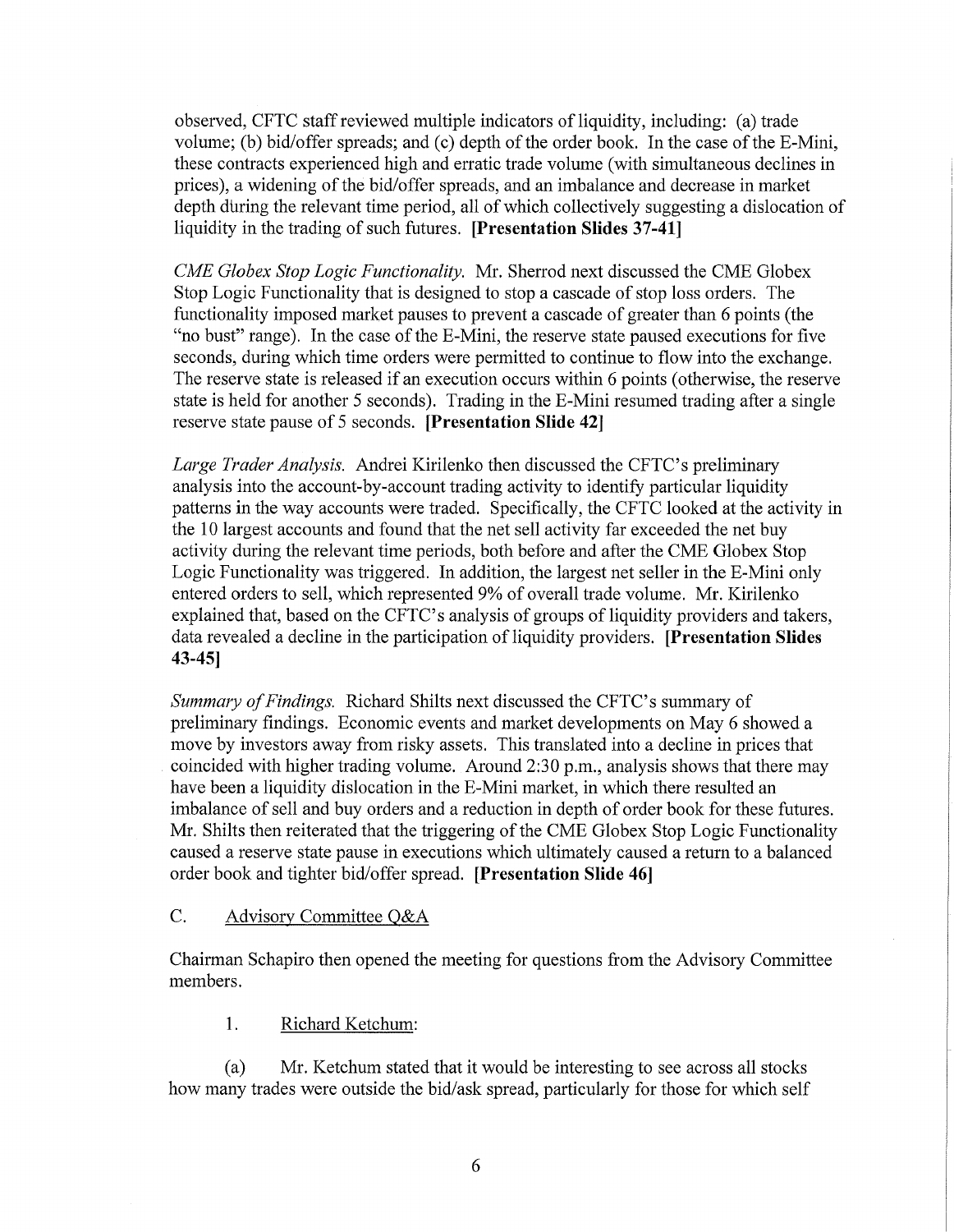observed, CFTC staff reviewed multiple indicators of liquidity, including: (a) trade volume; (b) bid/offer spreads; and (c) depth of the order book. In the case of the E-Mini, these contracts experienced high and erratic trade volume (with simultaneous declines in prices), a widening of the bid/offer spreads, and an imbalance and decrease in market depth during the relevant time period, all of which collectively suggesting a dislocation of liquidity in the trading of such futures. **[Presentation Slides 37-41]**

*CME Globex Stop Logic Functionality.* Mr. Sherrod next discussed the CME Globex Stop Logic Functionality that is designed to stop a cascade of stop loss orders. The functionality imposed market pauses to prevent a cascade of greater than 6 points (the "no bust" range). In the case of the E-Mini, the reserve state paused executions for five seconds, during which time orders were permitted to continue to flow into the exchange. The reserve state is released if an execution occurs within 6 points (otherwise, the reserve state is held for another 5 seconds). Trading in the E-Mini resumed trading after a single reserve state pause of 5 seconds. **[Presentation Slide 42]**

*Large Trader Analysis.* Andrei Kirilenko then discussed the CFTC's preliminary analysis into the account-by-account trading activity to identify particular liquidity patterns in the way accounts were traded. Specifically, the CFTC looked at the activity in the 10 largest accounts and found that the net sell activity far exceeded the net buy activity during the relevant time periods, both before and after the CME Globex Stop Logic Functionality was triggered. In addition, the largest net seller in the E-Mini only entered orders to sell, which represented 9% of overall trade volume. Mr. Kirilenko explained that, based on the CFTC's analysis of groups of liquidity providers and takers, data revealed a decline in the participation of liquidity providers. **[Presentation Slides 43-45]**

*Summary of Findings.* Richard Shilts next discussed the CFTC's summary of preliminary findings. Economic events and market developments on May 6 showed a move by investors away from risky assets. This translated into a decline in prices that coincided with higher trading volume. Around 2:30 p.m., analysis shows that there may have been a liquidity dislocation in the E-Mini market, in which there resulted an imbalance of sell and buy orders and a reduction in depth of order book for these futures. Mr. Shilts then reiterated that the triggering of the CME Globex Stop Logic Functionality caused a reserve state pause in executions which ultimately caused a return to a balanced order book and tighter bid/offer spread. **[Presentation Slide 46]**

C. Advisory Committee Q&A

Chairman Schapiro then opened the meeting for questions from the Advisory Committee members.

1. Richard Ketchum:

(a) Mr. Ketchum stated that it would be interesting to see across all stocks how many trades were outside the bid/ask spread, particularly for those for which self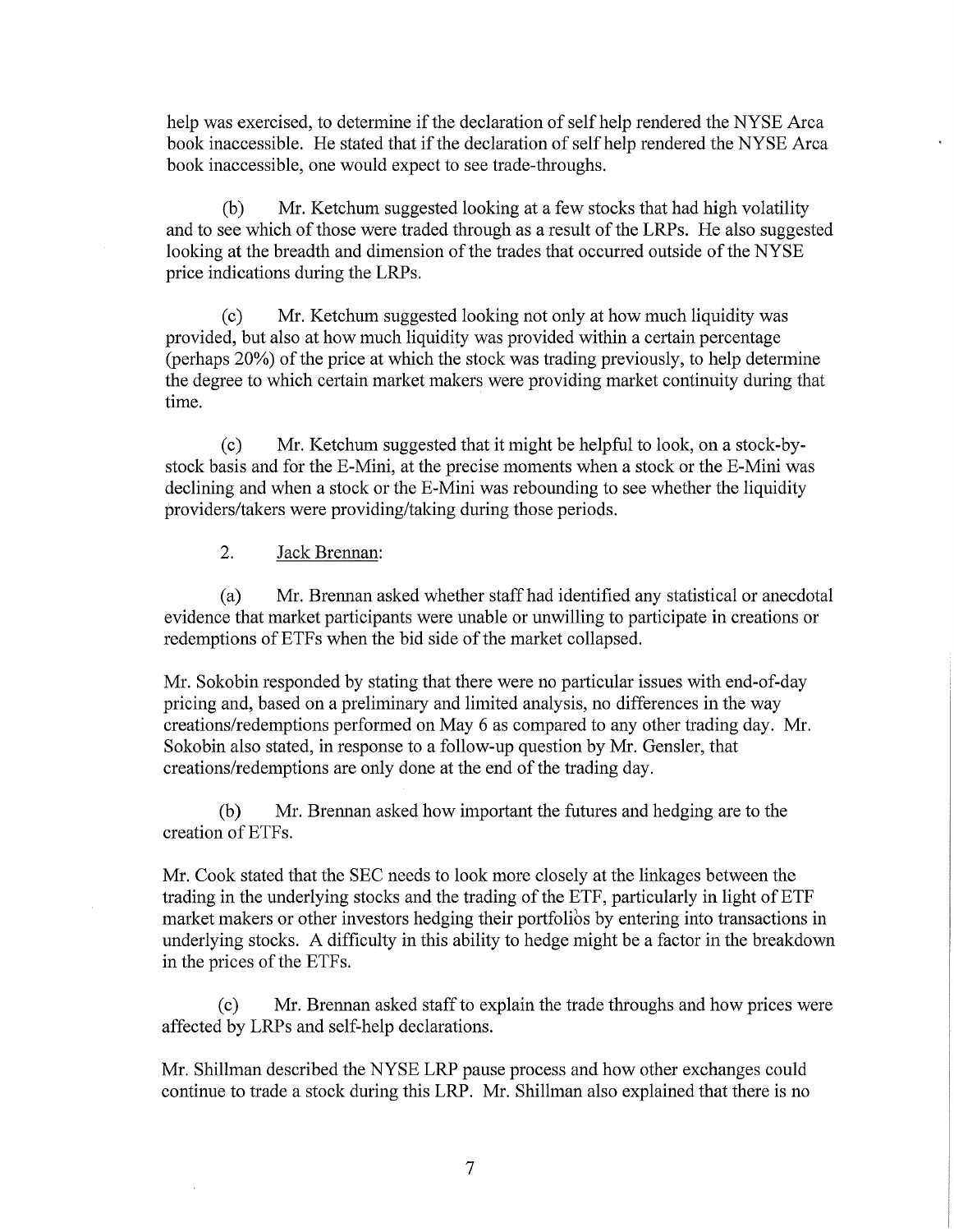help was exercised, to determine if the declaration of self help rendered the NYSE Arca book inaccessible. He stated that if the declaration of self help rendered the NYSE Arca book inaccessible, one would expect to see trade-throughs.

(b) Mr. Ketchum suggested looking at a few stocks that had high volatility and to see which of those were traded through as a result of the LRPs. He also suggested looking at the breadth and dimension of the trades that occurred outside of the NYSE price indications during the LRPs.

(c) Mr. Ketchum suggested looking not only at how much liquidity was provided, but also at how much liquidity was provided within a certain percentage (perhaps 20%) of the price at which the stock was trading previously, to help determine the degree to which certain market makers were providing market continuity during that time.

(c) Mr. Ketchum suggested that it might be helpful to look, on a stock-by-stock basis and for the E-Mini, at the precise moments when a stock or the E-Mini was declining and when a stock or the E-Mini was rebounding to see whether the liquidity providers/takers were providing/taking during those periods.

2. Jack Brennan:

(a) Mr. Brennan asked whether staff had identified any statistical or anecdotal evidence that market participants were unable or unwilling to participate in creations or redemptions of ETFs when the bid side of the market collapsed.

Mr. Sokobin responded by stating that there were no particular issues with end-of-day pricing and, based on a preliminary and limited analysis, no differences in the way creations/redemptions performed on May 6 as compared to any other trading day. Mr. Sokobin also stated, in response to a follow-up question by Mr. Gensler, that creations/redemptions are only done at the end of the trading day.

(b) Mr. Brennan asked how important the futures and hedging are to the creation of ETFs.

Mr. Cook stated that the SEC needs to look more closely at the linkages between the trading in the underlying stocks and the trading of the ETF, particularly in light of ETF market makers or other investors hedging their portfolios by entering into transactions in underlying stocks. A difficulty in this ability to hedge might be a factor in the breakdown in the prices of the ETFs.

(c) Mr. Brennan asked staff to explain the trade throughs and how prices were affected by LRPs and self-help declarations.

Mr. Shillman described the NYSE LRP pause process and how other exchanges could continue to trade a stock during this LRP. Mr. Shillman also explained that there is no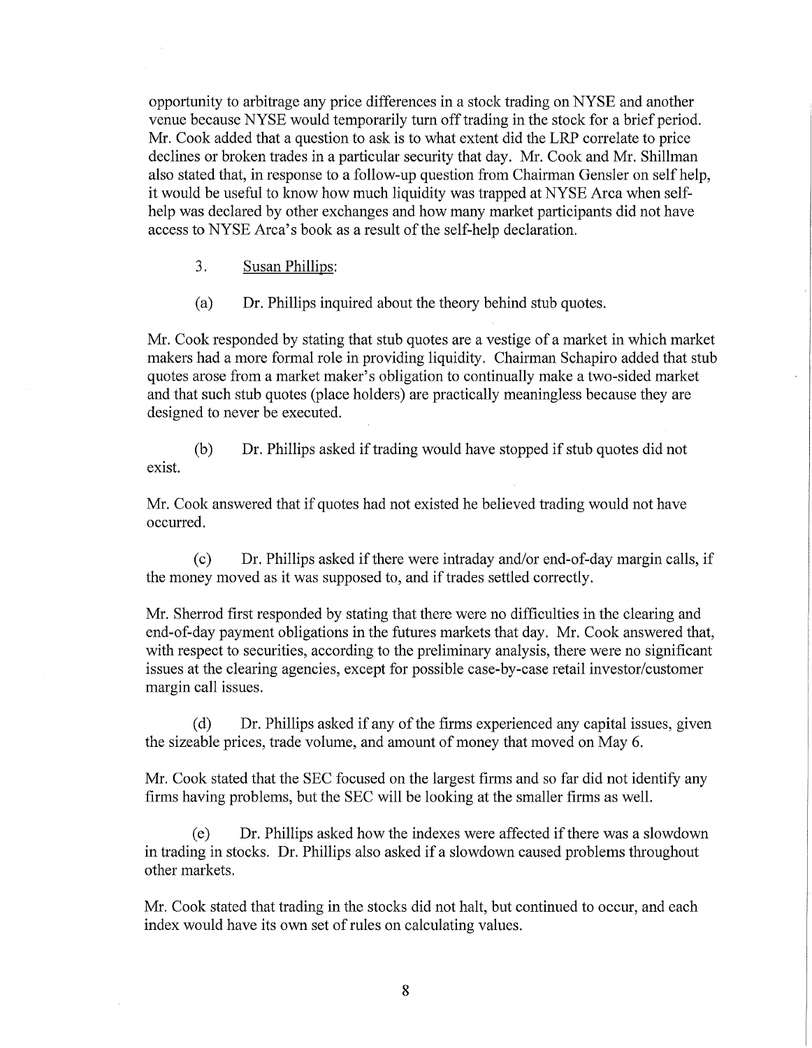opportunity to arbitrage any price differences in a stock trading on NYSE and another venue because NYSE would temporarily turn off trading in the stock for a brief period. Mr. Cook added that a question to ask is to what extent did the LRP correlate to price declines or broken trades in a particular security that day. Mr. Cook and Mr. Shillman also stated that, in response to a follow-up question from Chairman Gensler on self help, it would be useful to know how much liquidity was trapped at NYSE Arca when self-help was declared by other exchanges and how many market participants did not have access to NYSE Arca's book as a result of the self-help declaration.

3. Susan Phillips:

(a) Dr. Phillips inquired about the theory behind stub quotes.

Mr. Cook responded by stating that stub quotes are a vestige of a market in which market makers had a more formal role in providing liquidity. Chairman Schapiro added that stub quotes arose from a market maker's obligation to continually make a two-sided market and that such stub quotes (place holders) are practically meaningless because they are designed to never be executed.

(b) Dr. Phillips asked if trading would have stopped if stub quotes did not exist.

Mr. Cook answered that if quotes had not existed he believed trading would not have occurred.

(c) Dr. Phillips asked if there were intraday and/or end-of-day margin calls, if the money moved as it was supposed to, and if trades settled correctly.

Mr. Sherrod first responded by stating that there were no difficulties in the clearing and end-of-day payment obligations in the futures markets that day. Mr. Cook answered that, with respect to securities, according to the preliminary analysis, there were no significant issues at the clearing agencies, except for possible case-by-case retail investor/customer margin call issues.

(d) Dr. Phillips asked if any of the firms experienced any capital issues, given the sizeable prices, trade volume, and amount of money that moved on May 6.

Mr. Cook stated that the SEC focused on the largest firms and so far did not identify any firms having problems, but the SEC will be looking at the smaller firms as well.

(e) Dr. Phillips asked how the indexes were affected if there was a slowdown in trading in stocks. Dr. Phillips also asked if a slowdown caused problems throughout other markets.

Mr. Cook stated that trading in the stocks did not halt, but continued to occur, and each index would have its own set of rules on calculating values.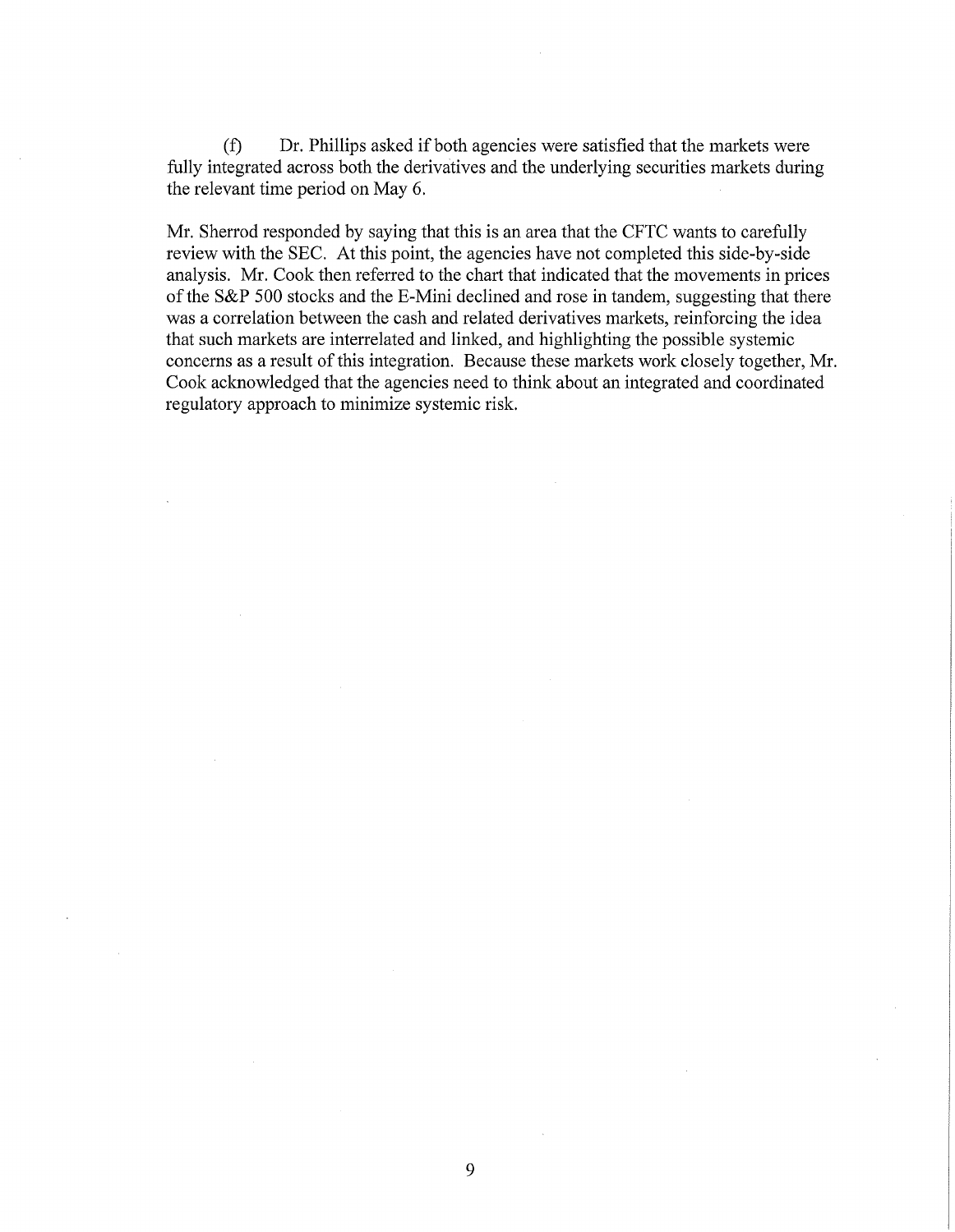(f) Dr. Phillips asked if both agencies were satisfied that the markets were fully integrated across both the derivatives and the underlying securities markets during the relevant time period on May 6.

Mr. Sherrod responded by saying that this is an area that the CFTC wants to carefully review with the SEC. At this point, the agencies have not completed this side-by-side analysis. Mr. Cook then referred to the chart that indicated that the movements in prices of the S&P 500 stocks and the E-Mini declined and rose in tandem, suggesting that there was a correlation between the cash and related derivatives markets, reinforcing the idea that such markets are interrelated and linked, and highlighting the possible systemic concerns as a result of this integration. Because these markets work closely together, Mr. Cook acknowledged that the agencies need to think about an integrated and coordinated regulatory approach to minimize systemic risk.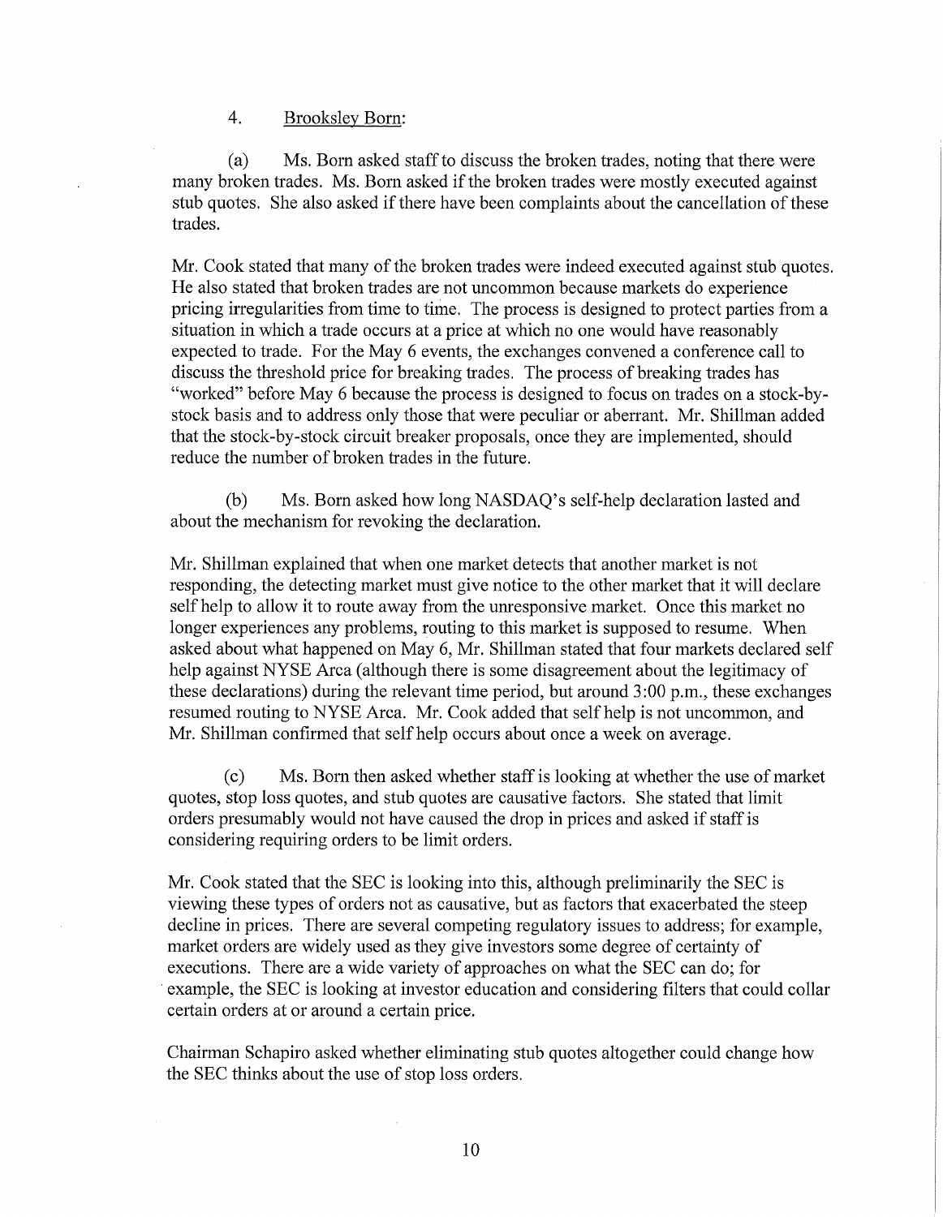4. Brooksley Born:

(a) Ms. Born asked staff to discuss the broken trades, noting that there were many broken trades. Ms. Born asked if the broken trades were mostly executed against stub quotes. She also asked if there have been complaints about the cancellation of these trades.

Mr. Cook stated that many of the broken trades were indeed executed against stub quotes. He also stated that broken trades are not uncommon because markets do experience pricing irregularities from time to time. The process is designed to protect parties from a situation in which a trade occurs at a price at which no one would have reasonably expected to trade. For the May 6 events, the exchanges convened a conference call to discuss the threshold price for breaking trades. The process of breaking trades has "worked" before May 6 because the process is designed to focus on trades on a stock-by-stock basis and to address only those that were peculiar or aberrant. Mr. Shillman added that the stock-by-stock circuit breaker proposals, once they are implemented, should reduce the number of broken trades in the future.

(b) Ms. Born asked how long NASDAQ's self-help declaration lasted and about the mechanism for revoking the declaration.

Mr. Shillman explained that when one market detects that another market is not responding, the detecting market must give notice to the other market that it will declare self help to allow it to route away from the unresponsive market. Once this market no longer experiences any problems, routing to this market is supposed to resume. When asked about what happened on May 6, Mr. Shillman stated that four markets declared self help against NYSE Arca (although there is some disagreement about the legitimacy of these declarations) during the relevant time period, but around 3:00 p.m., these exchanges resumed routing to NYSE Arca. Mr. Cook added that self help is not uncommon, and Mr. Shillman confirmed that self help occurs about once a week on average.

(c) Ms. Born then asked whether staff is looking at whether the use of market quotes, stop loss quotes, and stub quotes are causative factors. She stated that limit orders presumably would not have caused the drop in prices and asked if staff is considering requiring orders to be limit orders.

Mr. Cook stated that the SEC is looking into this, although preliminarily the SEC is viewing these types of orders not as causative, but as factors that exacerbated the steep decline in prices. There are several competing regulatory issues to address; for example, market orders are widely used as they give investors some degree of certainty of executions. There are a wide variety of approaches on what the SEC can do; for example, the SEC is looking at investor education and considering filters that could collar certain orders at or around a certain price.

Chairman Schapiro asked whether eliminating stub quotes altogether could change how the SEC thinks about the use of stop loss orders.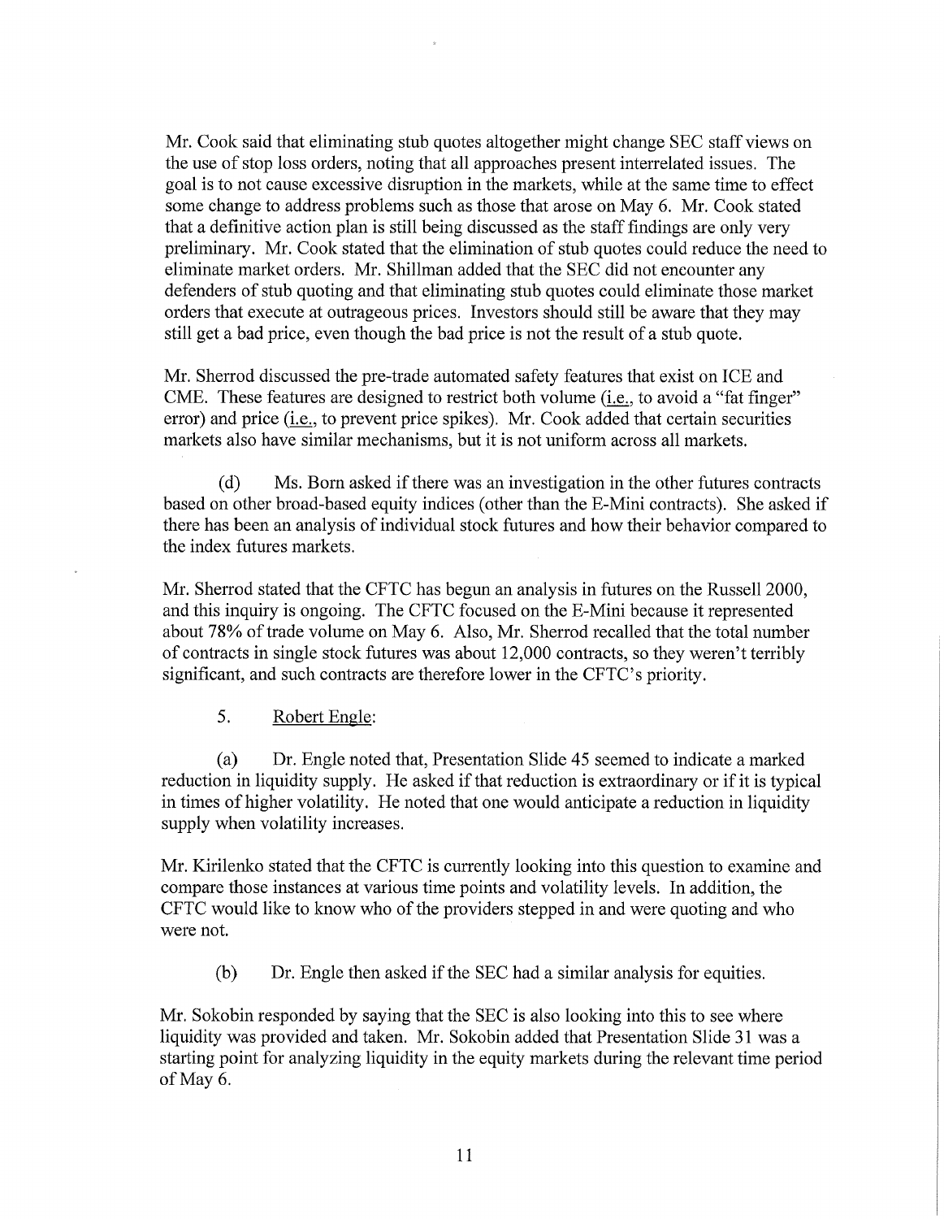Mr. Cook said that eliminating stub quotes altogether might change SEC staff views on the use of stop loss orders, noting that all approaches present interrelated issues. The goal is to not cause excessive disruption in the markets, while at the same time to effect some change to address problems such as those that arose on May 6. Mr. Cook stated that a definitive action plan is still being discussed as the staff findings are only very preliminary. Mr. Cook stated that the elimination of stub quotes could reduce the need to eliminate market orders. Mr. Shillman added that the SEC did not encounter any defenders of stub quoting and that eliminating stub quotes could eliminate those market orders that execute at outrageous prices. Investors should still be aware that they may still get a bad price, even though the bad price is not the result of a stub quote.

Mr. Sherrod discussed the pre-trade automated safety features that exist on ICE and CME. These features are designed to restrict both volume (i.e., to avoid a "fat finger" error) and price (i.e., to prevent price spikes). Mr. Cook added that certain securities markets also have similar mechanisms, but it is not uniform across all markets.

(d) Ms. Born asked if there was an investigation in the other futures contracts based on other broad-based equity indices (other than the E-Mini contracts). She asked if there has been an analysis of individual stock futures and how their behavior compared to the index futures markets.

Mr. Sherrod stated that the CFTC has begun an analysis in futures on the Russell 2000, and this inquiry is ongoing. The CFTC focused on the E-Mini because it represented about 78% of trade volume on May 6. Also, Mr. Sherrod recalled that the total number of contracts in single stock futures was about 12,000 contracts, so they weren't terribly significant, and such contracts are therefore lower in the CFTC's priority.

5. Robert Engle:

(a) Dr. Engle noted that, Presentation Slide 45 seemed to indicate a marked reduction in liquidity supply. He asked if that reduction is extraordinary or if it is typical in times of higher volatility. He noted that one would anticipate a reduction in liquidity supply when volatility increases.

Mr. Kirilenko stated that the CFTC is currently looking into this question to examine and compare those instances at various time points and volatility levels. In addition, the CFTC would like to know who of the providers stepped in and were quoting and who were not.

(b) Dr. Engle then asked if the SEC had a similar analysis for equities.

Mr. Sokobin responded by saying that the SEC is also looking into this to see where liquidity was provided and taken. Mr. Sokobin added that Presentation Slide 31 was a starting point for analyzing liquidity in the equity markets during the relevant time period of May 6.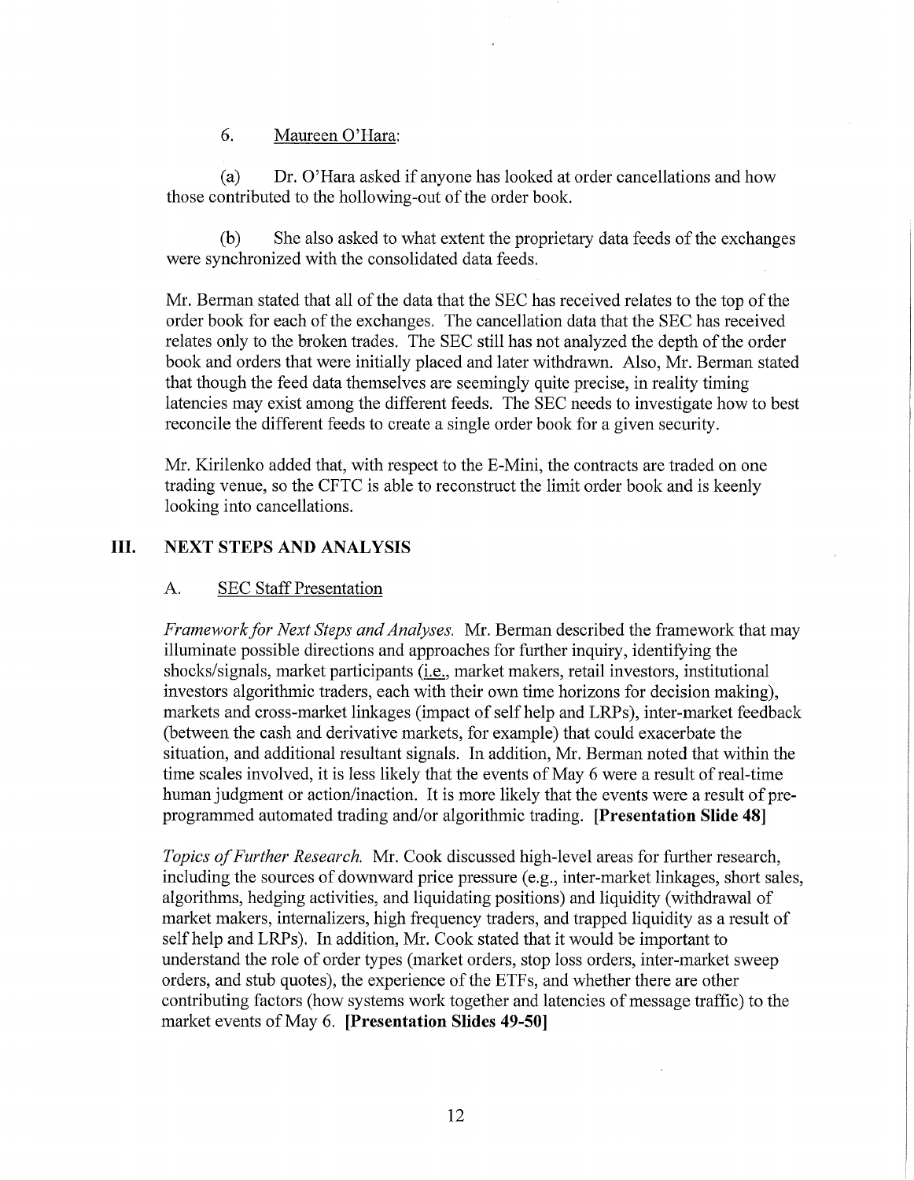6. Maureen O'Hara:

(a) Dr. O'Hara asked if anyone has looked at order cancellations and how those contributed to the hollowing-out of the order book.

(b) She also asked to what extent the proprietary data feeds of the exchanges were synchronized with the consolidated data feeds.

Mr. Berman stated that all of the data that the SEC has received relates to the top of the order book for each of the exchanges. The cancellation data that the SEC has received relates only to the broken trades. The SEC still has not analyzed the depth of the order book and orders that were initially placed and later withdrawn. Also, Mr. Berman stated that though the feed data themselves are seemingly quite precise, in reality timing latencies may exist among the different feeds. The SEC needs to investigate how to best reconcile the different feeds to create a single order book for a given security.

Mr. Kirilenko added that, with respect to the E-Mini, the contracts are traded on one trading venue, so the CFTC is able to reconstruct the limit order book and is keenly looking into cancellations.

## III. NEXT STEPS AND ANALYSIS

### A. SEC Staff Presentation

*Framework for Next Steps and Analyses.* Mr. Berman described the framework that may illuminate possible directions and approaches for further inquiry, identifying the shocks/signals, market participants (i.e., market makers, retail investors, institutional investors algorithmic traders, each with their own time horizons for decision making), markets and cross-market linkages (impact of self help and LRPs), inter-market feedback (between the cash and derivative markets, for example) that could exacerbate the situation, and additional resultant signals. In addition, Mr. Berman noted that within the time scales involved, it is less likely that the events of May 6 were a result of real-time human judgment or action/inaction. It is more likely that the events were a result of pre-programmed automated trading and/or algorithmic trading. **[Presentation Slide 48]**

*Topics of Further Research.* Mr. Cook discussed high-level areas for further research, including the sources of downward price pressure (e.g., inter-market linkages, short sales, algorithms, hedging activities, and liquidating positions) and liquidity (withdrawal of market makers, internalizers, high frequency traders, and trapped liquidity as a result of self help and LRPs). In addition, Mr. Cook stated that it would be important to understand the role of order types (market orders, stop loss orders, inter-market sweep orders, and stub quotes), the experience of the ETFs, and whether there are other contributing factors (how systems work together and latencies of message traffic) to the market events of May 6. **[Presentation Slides 49-50]**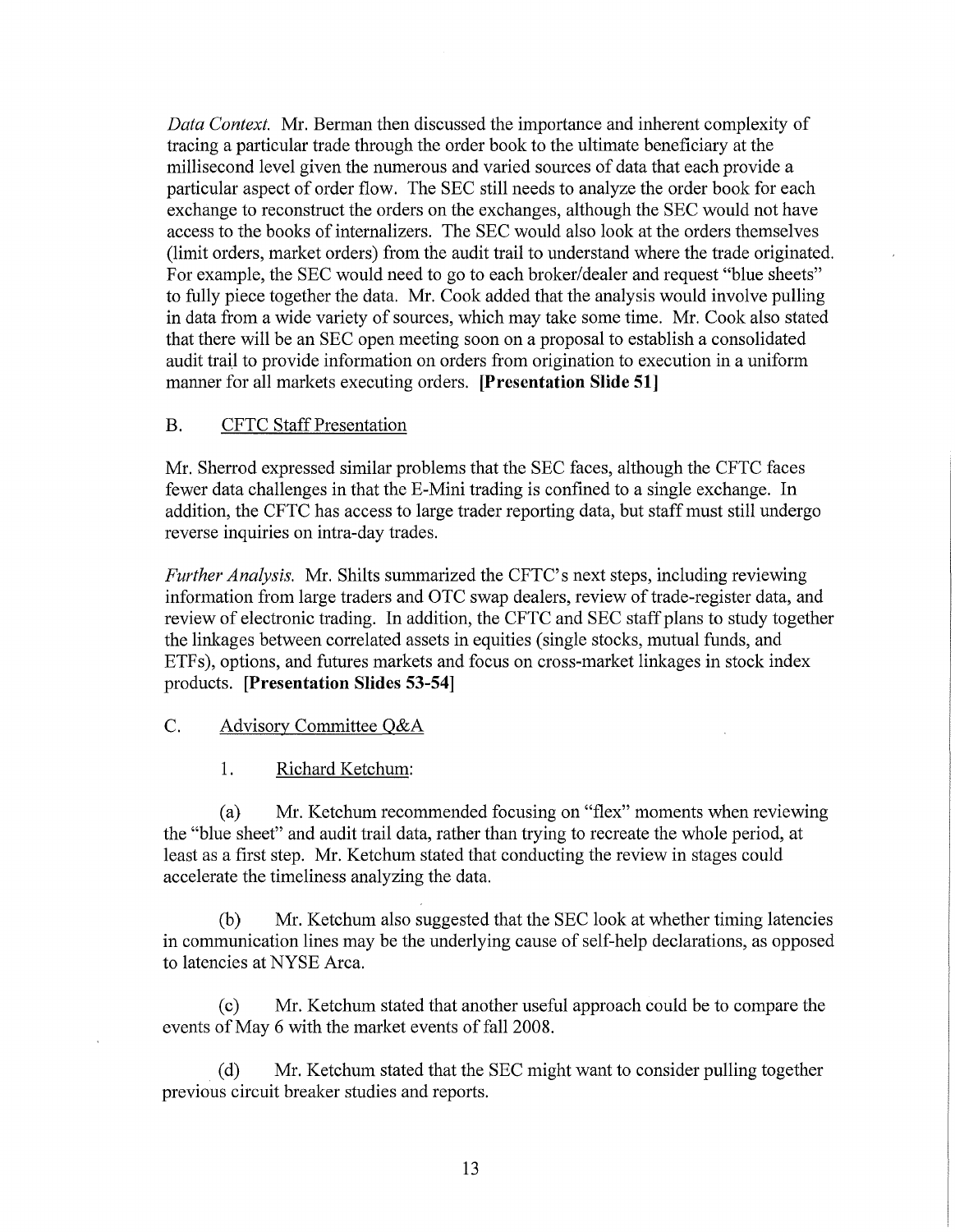*Data Context.* Mr. Berman then discussed the importance and inherent complexity of tracing a particular trade through the order book to the ultimate beneficiary at the millisecond level given the numerous and varied sources of data that each provide a particular aspect of order flow. The SEC still needs to analyze the order book for each exchange to reconstruct the orders on the exchanges, although the SEC would not have access to the books of internalizers. The SEC would also look at the orders themselves (limit orders, market orders) from the audit trail to understand where the trade originated. For example, the SEC would need to go to each broker/dealer and request "blue sheets" to fully piece together the data. Mr. Cook added that the analysis would involve pulling in data from a wide variety of sources, which may take some time. Mr. Cook also stated that there will be an SEC open meeting soon on a proposal to establish a consolidated audit trail to provide information on orders from origination to execution in a uniform manner for all markets executing orders. **[Presentation Slide 51]**

## B. CFTC Staff Presentation

Mr. Sherrod expressed similar problems that the SEC faces, although the CFTC faces fewer data challenges in that the E-Mini trading is confined to a single exchange. In addition, the CFTC has access to large trader reporting data, but staff must still undergo reverse inquiries on intra-day trades.

*Further Analysis.* Mr. Shilts summarized the CFTC's next steps, including reviewing information from large traders and OTC swap dealers, review of trade-register data, and review of electronic trading. In addition, the CFTC and SEC staff plans to study together the linkages between correlated assets in equities (single stocks, mutual funds, and ETFs), options, and futures markets and focus on cross-market linkages in stock index products. **[Presentation Slides 53-54]**

## C. Advisory Committee Q&A

### 1. Richard Ketchum:

(a) Mr. Ketchum recommended focusing on "flex" moments when reviewing the "blue sheet" and audit trail data, rather than trying to recreate the whole period, at least as a first step. Mr. Ketchum stated that conducting the review in stages could accelerate the timeliness analyzing the data.

(b) Mr. Ketchum also suggested that the SEC look at whether timing latencies in communication lines may be the underlying cause of self-help declarations, as opposed to latencies at NYSE Arca.

(c) Mr. Ketchum stated that another useful approach could be to compare the events of May 6 with the market events of fall 2008.

(d) Mr. Ketchum stated that the SEC might want to consider pulling together previous circuit breaker studies and reports.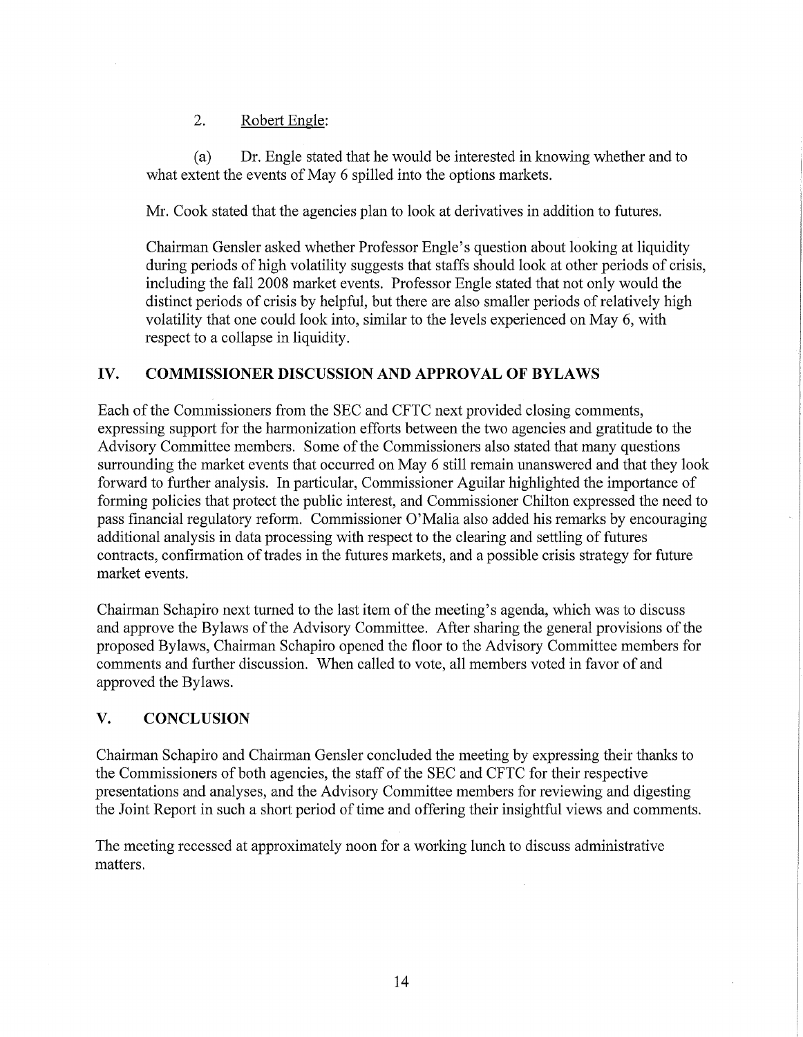2. Robert Engle:

(a) Dr. Engle stated that he would be interested in knowing whether and to what extent the events of May 6 spilled into the options markets.

Mr. Cook stated that the agencies plan to look at derivatives in addition to futures.

Chairman Gensler asked whether Professor Engle's question about looking at liquidity during periods of high volatility suggests that staffs should look at other periods of crisis, including the fall 2008 market events. Professor Engle stated that not only would the distinct periods of crisis by helpful, but there are also smaller periods of relatively high volatility that one could look into, similar to the levels experienced on May 6, with respect to a collapse in liquidity.

## IV. COMMISSIONER DISCUSSION AND APPROVAL OF BYLAWS

Each of the Commissioners from the SEC and CFTC next provided closing comments, expressing support for the harmonization efforts between the two agencies and gratitude to the Advisory Committee members. Some of the Commissioners also stated that many questions surrounding the market events that occurred on May 6 still remain unanswered and that they look forward to further analysis. In particular, Commissioner Aguilar highlighted the importance of forming policies that protect the public interest, and Commissioner Chilton expressed the need to pass financial regulatory reform. Commissioner O'Malia also added his remarks by encouraging additional analysis in data processing with respect to the clearing and settling of futures contracts, confirmation of trades in the futures markets, and a possible crisis strategy for future market events.

Chairman Schapiro next turned to the last item of the meeting's agenda, which was to discuss and approve the Bylaws of the Advisory Committee. After sharing the general provisions of the proposed Bylaws, Chairman Schapiro opened the floor to the Advisory Committee members for comments and further discussion. When called to vote, all members voted in favor of and approved the Bylaws.

## V. CONCLUSION

Chairman Schapiro and Chairman Gensler concluded the meeting by expressing their thanks to the Commissioners of both agencies, the staff of the SEC and CFTC for their respective presentations and analyses, and the Advisory Committee members for reviewing and digesting the Joint Report in such a short period of time and offering their insightful views and comments.

The meeting recessed at approximately noon for a working lunch to discuss administrative matters.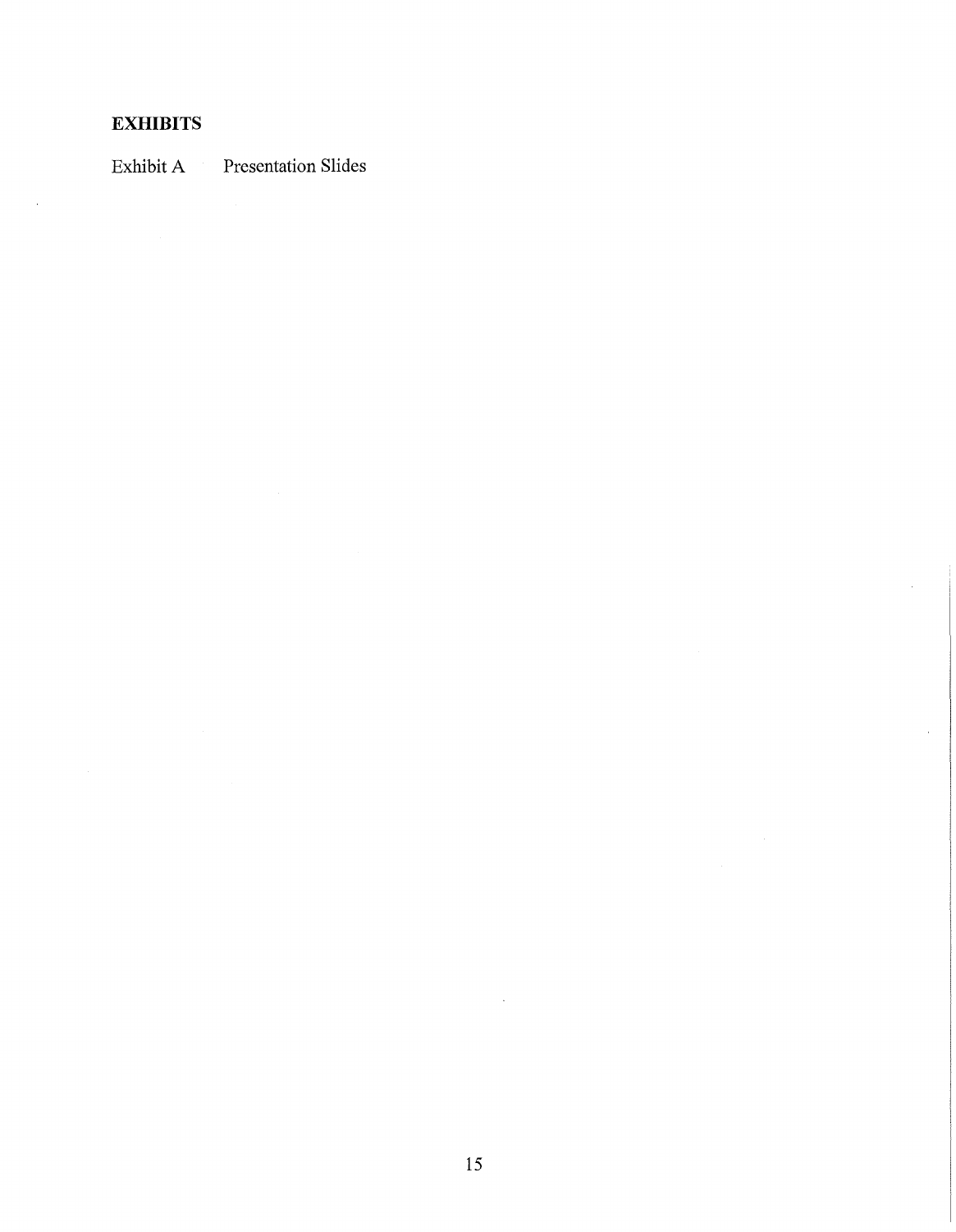## EXHIBITS

Exhibit A    Presentation Slides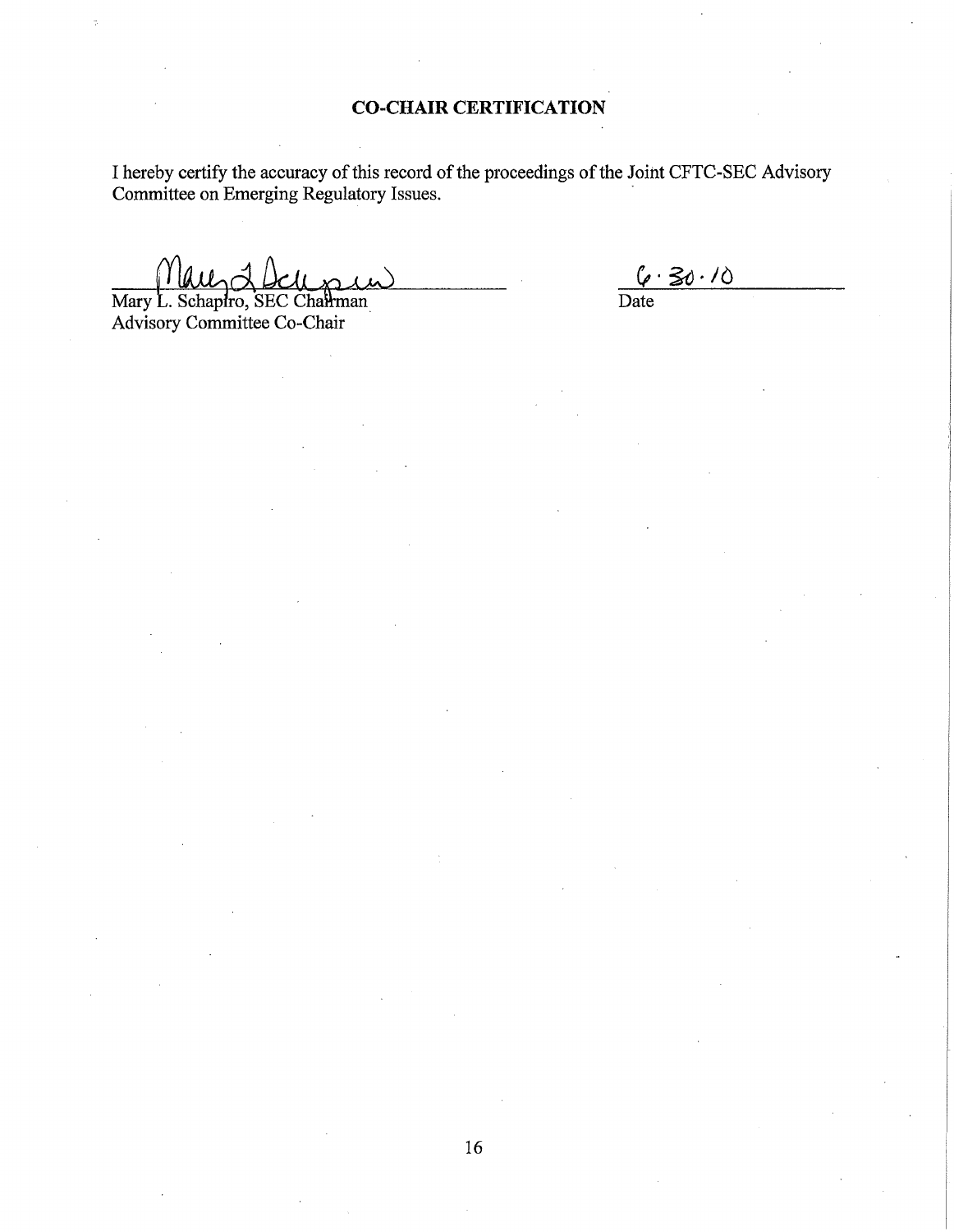## CO-CHAIR CERTIFICATION

I hereby certify the accuracy of this record of the proceedings of the Joint CFTC-SEC Advisory Committee on Emerging Regulatory Issues.

Mary L. Schapiro, SEC Chairman
Advisory Committee Co-Chair

6 · 30 · 10
Date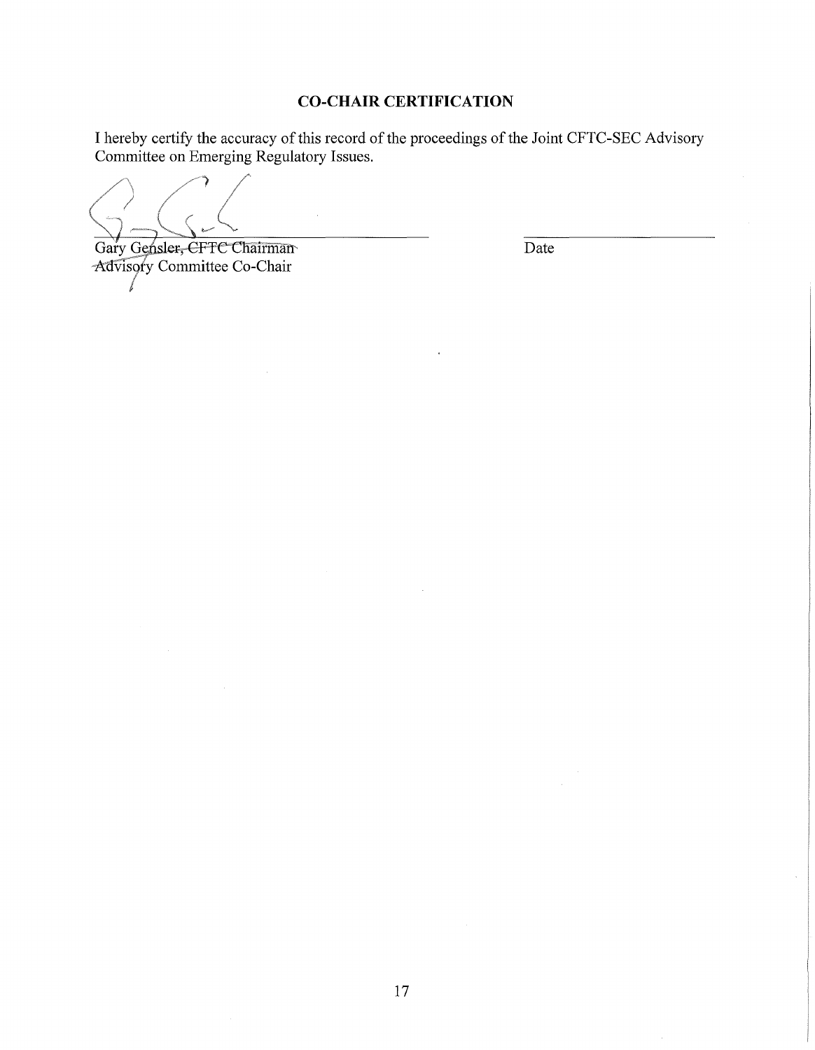## CO-CHAIR CERTIFICATION

I hereby certify the accuracy of this record of the proceedings of the Joint CFTC-SEC Advisory Committee on Emerging Regulatory Issues.

Gary Gensler, CFTC Chairman
Advisory Committee Co-Chair

Date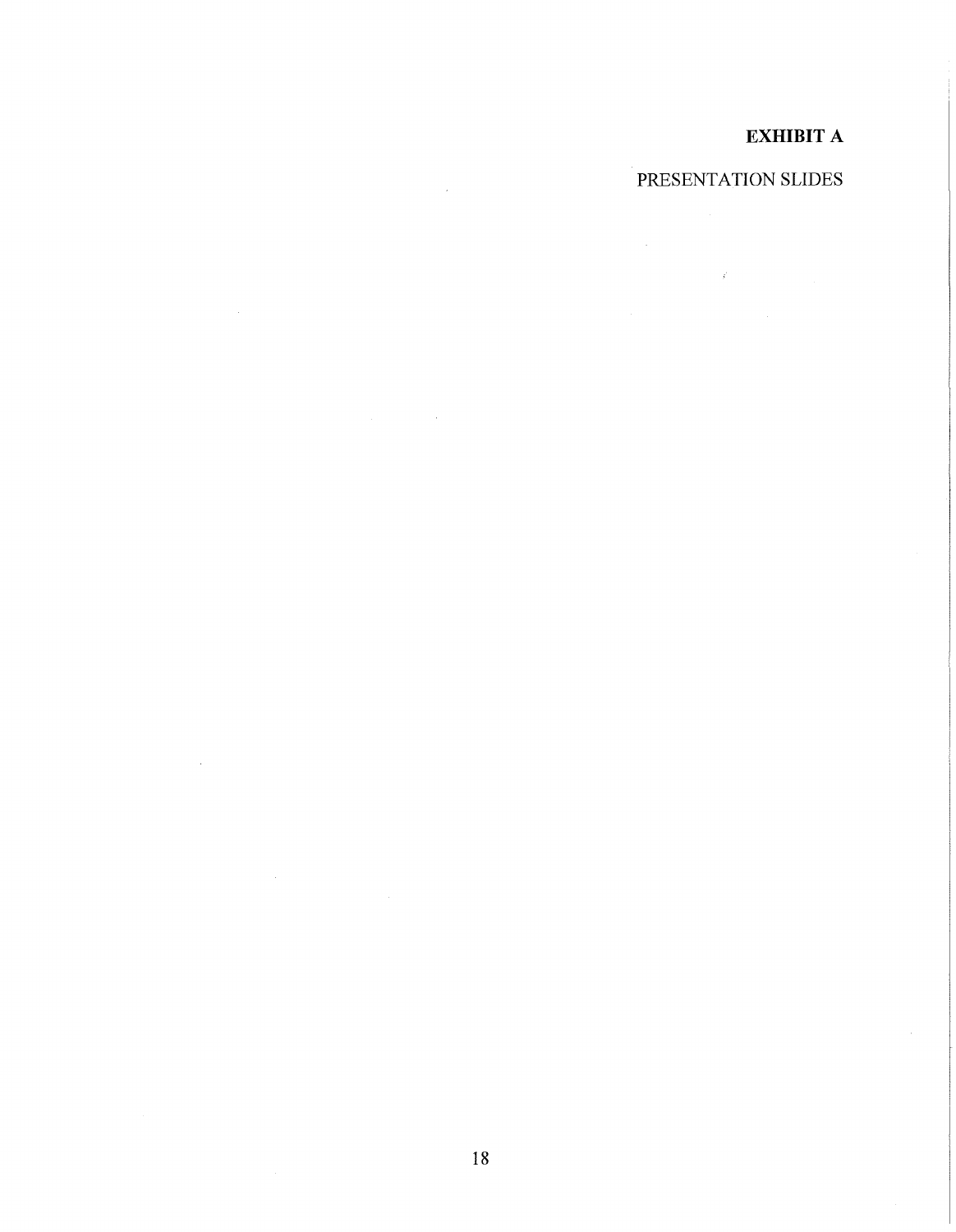**EXHIBIT A**

PRESENTATION SLIDES